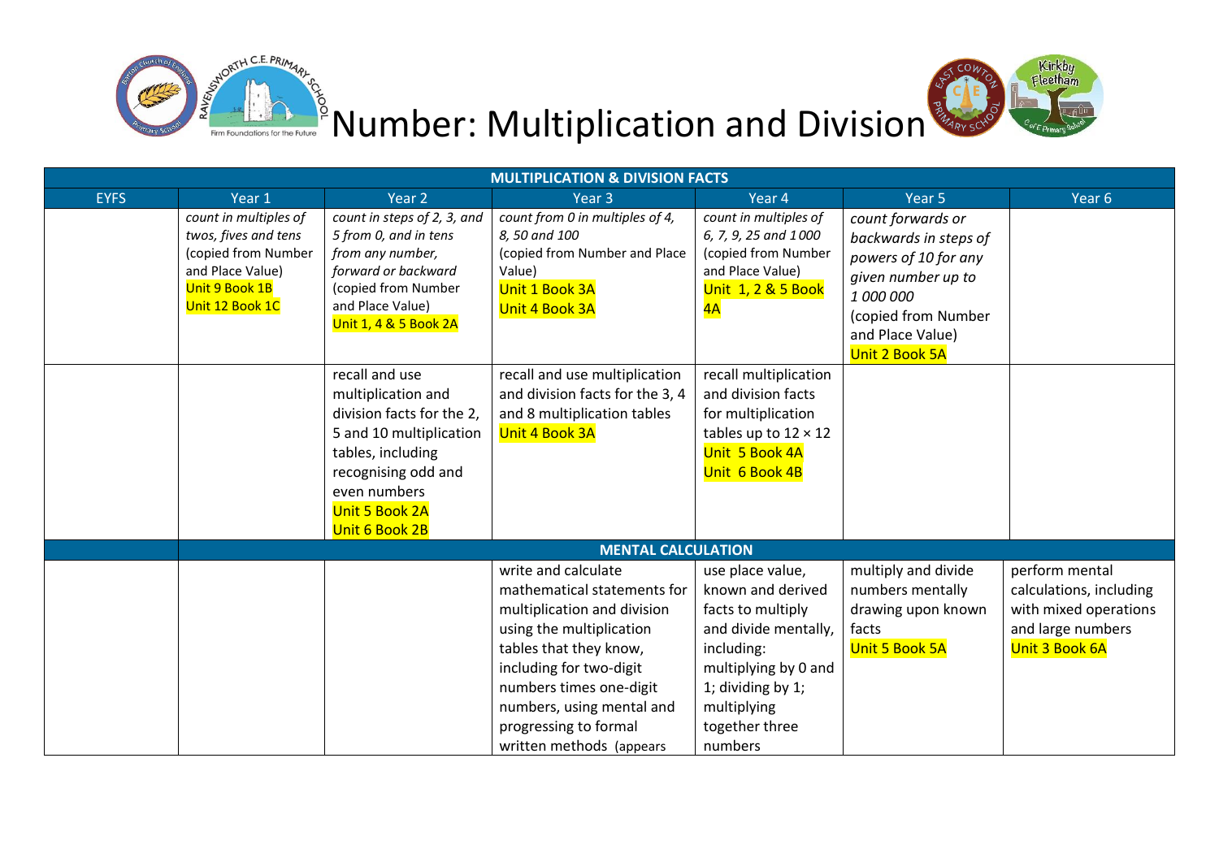# Number: Multiplication and Division

| MULTIPLICATION & DIVISION FACTS | | | | | | |
|---|---|---|---|---|---|---|
| EYFS | Year 1 | Year 2 | Year 3 | Year 4 | Year 5 | Year 6 |
| | *count in multiples of twos, fives and tens* (copied from Number and Place Value) Unit 9 Book 1B Unit 12 Book 1C | *count in steps of 2, 3, and 5 from 0, and in tens from any number, forward or backward* (copied from Number and Place Value) Unit 1, 4 & 5 Book 2A | *count from 0 in multiples of 4, 8, 50 and 100* (copied from Number and Place Value) Unit 1 Book 3A Unit 4 Book 3A | *count in multiples of 6, 7, 9, 25 and 1000* (copied from Number and Place Value) Unit 1, 2 & 5 Book 4A | *count forwards or backwards in steps of powers of 10 for any given number up to 1 000 000* (copied from Number and Place Value) Unit 2 Book 5A | |
| | | recall and use multiplication and division facts for the 2, 5 and 10 multiplication tables, including recognising odd and even numbers Unit 5 Book 2A Unit 6 Book 2B | recall and use multiplication and division facts for the 3, 4 and 8 multiplication tables Unit 4 Book 3A | recall multiplication and division facts for multiplication tables up to 12 × 12 Unit 5 Book 4A Unit 6 Book 4B | | |
| | MENTAL CALCULATION | | | | | |
| | | | write and calculate mathematical statements for multiplication and division using the multiplication tables that they know, including for two-digit numbers times one-digit numbers, using mental and progressing to formal written methods (appears | use place value, known and derived facts to multiply and divide mentally, including: multiplying by 0 and 1; dividing by 1; multiplying together three numbers | multiply and divide numbers mentally drawing upon known facts Unit 5 Book 5A | perform mental calculations, including with mixed operations and large numbers Unit 3 Book 6A |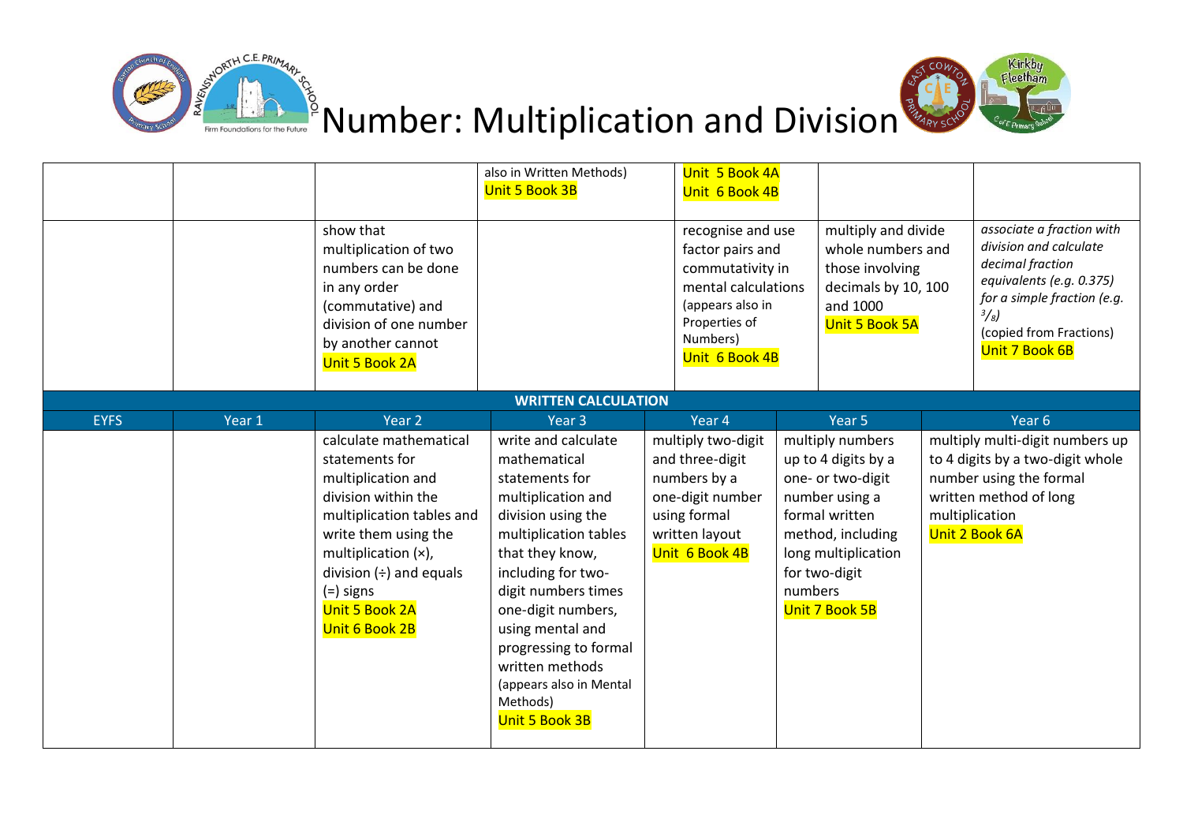# Number: Multiplication and Division

| | | | | | | |
|---|---|---|---|---|---|---|
| | | | also in Written Methods) Unit 5 Book 3B | Unit 5 Book 4A Unit 6 Book 4B | | |
| | | show that multiplication of two numbers can be done in any order (commutative) and division of one number by another cannot Unit 5 Book 2A | | recognise and use factor pairs and commutativity in mental calculations (appears also in Properties of Numbers) Unit 6 Book 4B | multiply and divide whole numbers and those involving decimals by 10, 100 and 1000 Unit 5 Book 5A | *associate a fraction with division and calculate decimal fraction equivalents (e.g. 0.375) for a simple fraction (e.g. $^{3}/_{8}$)* (copied from Fractions) Unit 7 Book 6B |

**WRITTEN CALCULATION**

| EYFS | Year 1 | Year 2 | Year 3 | Year 4 | Year 5 | Year 6 |
|---|---|---|---|---|---|---|
| | | calculate mathematical statements for multiplication and division within the multiplication tables and write them using the multiplication (×), division (÷) and equals (=) signs Unit 5 Book 2A Unit 6 Book 2B | write and calculate mathematical statements for multiplication and division using the multiplication tables that they know, including for two-digit numbers times one-digit numbers, using mental and progressing to formal written methods (appears also in Mental Methods) Unit 5 Book 3B | multiply two-digit and three-digit numbers by a one-digit number using formal written layout Unit 6 Book 4B | multiply numbers up to 4 digits by a one- or two-digit number using a formal written method, including long multiplication for two-digit numbers Unit 7 Book 5B | multiply multi-digit numbers up to 4 digits by a two-digit whole number using the formal written method of long multiplication Unit 2 Book 6A |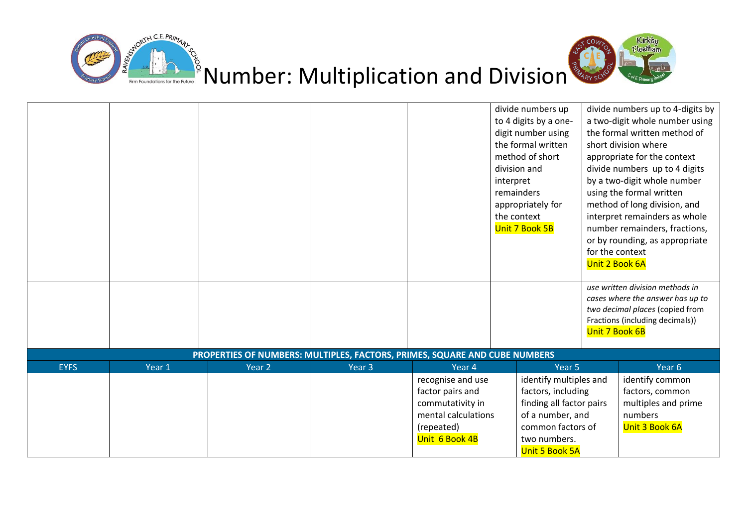# Number: Multiplication and Division

| EYFS | Year 1 | Year 2 | Year 3 | Year 4 | Year 5 | Year 6 |
|---|---|---|---|---|---|---|
| | | | | | divide numbers up to 4 digits by a one-digit number using the formal written method of short division and interpret remainders appropriately for the context Unit 7 Book 5B | divide numbers up to 4-digits by a two-digit whole number using the formal written method of short division where appropriate for the context divide numbers up to 4 digits by a two-digit whole number using the formal written method of long division, and interpret remainders as whole number remainders, fractions, or by rounding, as appropriate for the context Unit 2 Book 6A |
| | | | | | | *use written division methods in cases where the answer has up to two decimal places* (copied from Fractions (including decimals)) Unit 7 Book 6B |
| **PROPERTIES OF NUMBERS: MULTIPLES, FACTORS, PRIMES, SQUARE AND CUBE NUMBERS** | | | | | | |
| EYFS | Year 1 | Year 2 | Year 3 | Year 4 | Year 5 | Year 6 |
| | | | | recognise and use factor pairs and commutativity in mental calculations (repeated) Unit 6 Book 4B | identify multiples and factors, including finding all factor pairs of a number, and common factors of two numbers. Unit 5 Book 5A | identify common factors, common multiples and prime numbers Unit 3 Book 6A |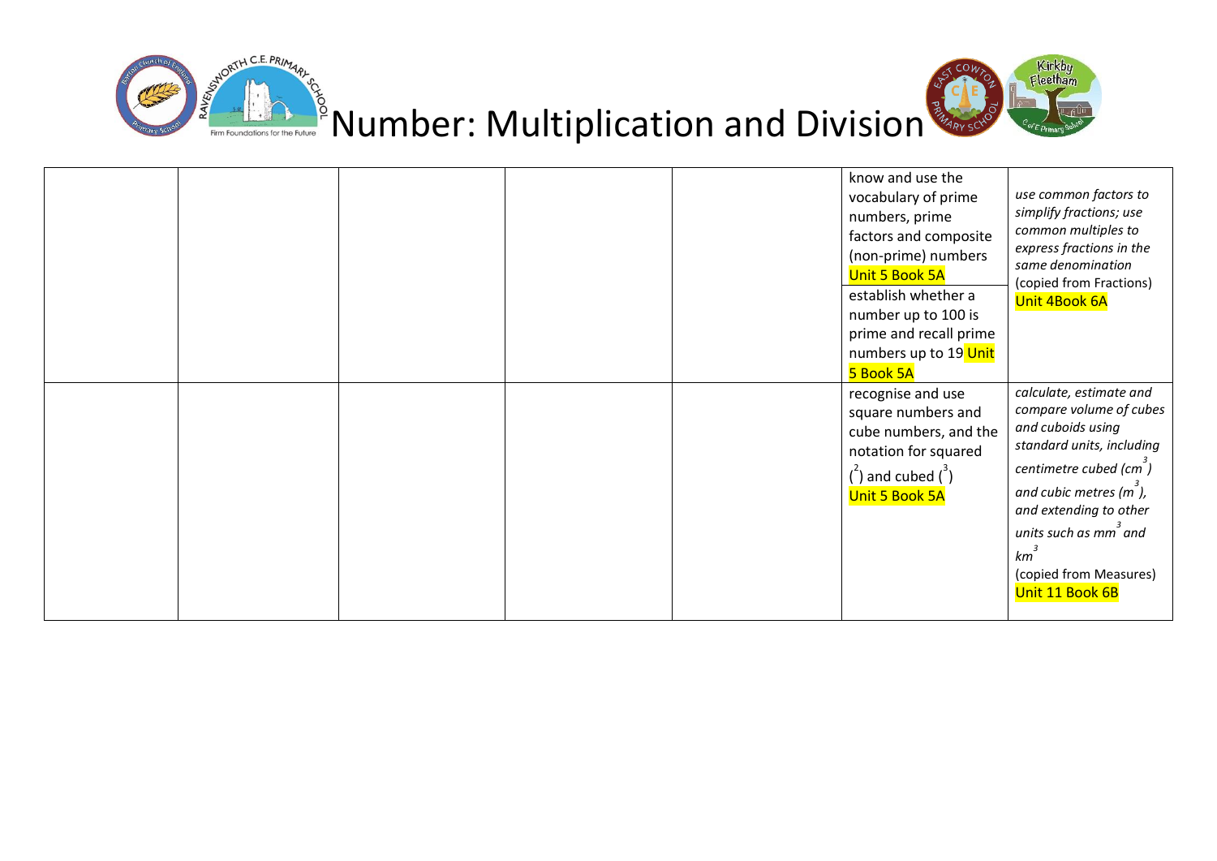# Number: Multiplication and Division

| | | | | | | |
|---|---|---|---|---|---|---|
| | | | | | know and use the vocabulary of prime numbers, prime factors and composite (non-prime) numbers Unit 5 Book 5A<br>establish whether a number up to 100 is prime and recall prime numbers up to 19 Unit 5 Book 5A | *use common factors to simplify fractions; use common multiples to express fractions in the same denomination* (copied from Fractions) Unit 4Book 6A |
| | | | | | recognise and use square numbers and cube numbers, and the notation for squared ($^2$) and cubed ($^3$) Unit 5 Book 5A | *calculate, estimate and compare volume of cubes and cuboids using standard units, including centimetre cubed ($cm^3$) and cubic metres ($m^3$), and extending to other units such as $mm^3$ and $km^3$* (copied from Measures) Unit 11 Book 6B |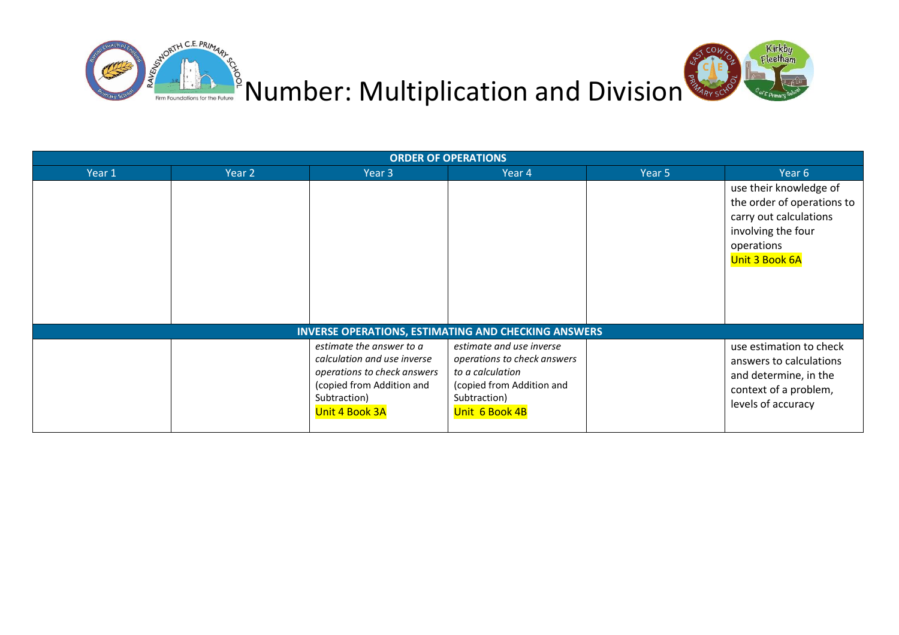# Number: Multiplication and Division

| ORDER OF OPERATIONS | | | | | |
|---|---|---|---|---|---|
| Year 1 | Year 2 | Year 3 | Year 4 | Year 5 | Year 6 |
| | | | | | use their knowledge of the order of operations to carry out calculations involving the four operations Unit 3 Book 6A |

| INVERSE OPERATIONS, ESTIMATING AND CHECKING ANSWERS | | | | | |
|---|---|---|---|---|---|
| Year 1 | Year 2 | Year 3 | Year 4 | Year 5 | Year 6 |
| | | *estimate the answer to a calculation and use inverse operations to check answers* (copied from Addition and Subtraction) Unit 4 Book 3A | *estimate and use inverse operations to check answers to a calculation* (copied from Addition and Subtraction) Unit 6 Book 4B | | use estimation to check answers to calculations and determine, in the context of a problem, levels of accuracy |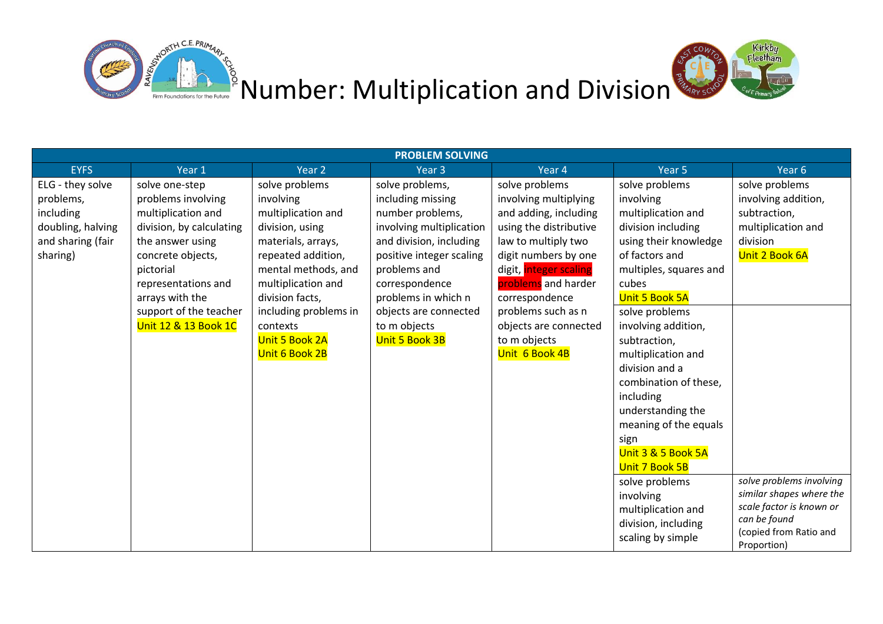# Number: Multiplication and Division

| PROBLEM SOLVING | | | | | | |
|---|---|---|---|---|---|---|
| EYFS | Year 1 | Year 2 | Year 3 | Year 4 | Year 5 | Year 6 |
| ELG - they solve problems, including doubling, halving and sharing (fair sharing) | solve one-step problems involving multiplication and division, by calculating the answer using concrete objects, pictorial representations and arrays with the support of the teacher<br>Unit 12 & 13 Book 1C | solve problems involving multiplication and division, using materials, arrays, repeated addition, mental methods, and multiplication and division facts, including problems in contexts<br>Unit 5 Book 2A<br>Unit 6 Book 2B | solve problems, including missing number problems, involving multiplication and division, including positive integer scaling problems and correspondence problems in which n objects are connected to m objects<br>Unit 5 Book 3B | solve problems involving multiplying and adding, including using the distributive law to multiply two digit numbers by one digit, integer scaling problems and harder correspondence problems such as n objects are connected to m objects<br>Unit 6 Book 4B | solve problems involving multiplication and division including using their knowledge of factors and multiples, squares and cubes<br>Unit 5 Book 5A | solve problems involving addition, subtraction, multiplication and division<br>Unit 2 Book 6A |
| | | | | | solve problems involving addition, subtraction, multiplication and division and a combination of these, including understanding the meaning of the equals sign<br>Unit 3 & 5 Book 5A<br>Unit 7 Book 5B | |
| | | | | | solve problems involving multiplication and division, including scaling by simple | *solve problems involving similar shapes where the scale factor is known or can be found*<br>(copied from Ratio and Proportion) |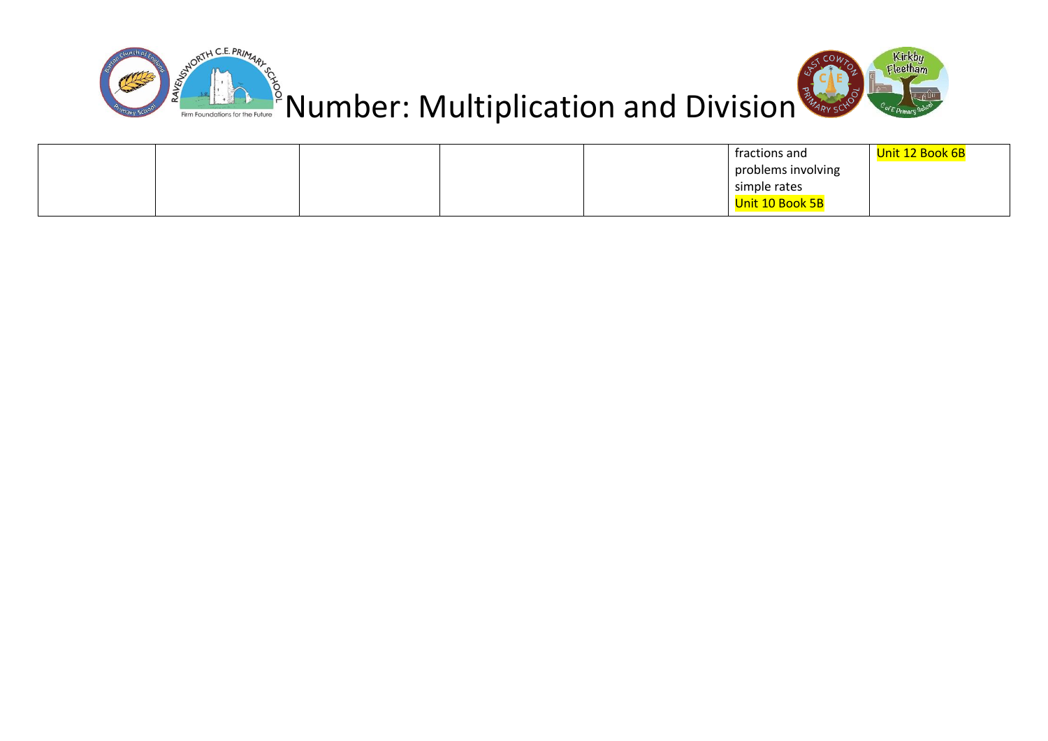# Number: Multiplication and Division

| | | | | | | |
|---|---|---|---|---|---|---|
| | | | | | fractions and problems involving simple rates Unit 10 Book 5B | Unit 12 Book 6B |